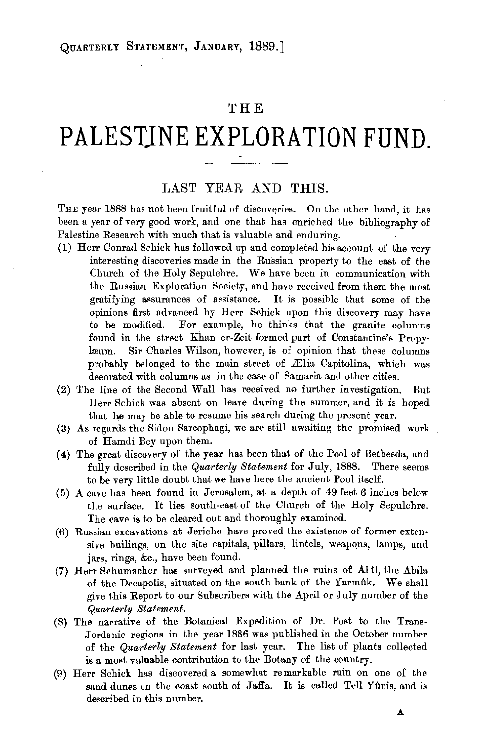# THE PALESTINE EXPLORATION FUND.

## LAST YEAR AND THIS.

THE year 1888 has not been fruitful of discoveries. On the other hand, it has been a year of very good work, and one that has enriched the bibliography of Palestine Research with much that is valuable and enduring.

(1) Herr Conrad Schick has followed up and completed his account of the very interesting discoveries made in the Russian property to the east of the Church of the Holy Sepulchre. We have been in communication with the Russian Exploration Society, and have received from them the most gratifying assurances of assistance. It is possible that some of the opinions first advanced by Herr Schick upon this discovery may have to be modified. For example, he thinks that the granite columns found in the street Khan er-Zeit formed part of Constantine's Propylæum. Sir Charles Wilson, however, is of opinion that these columns probably belonged to the main street of Ælia Capitolina, which was decorated with columns as in the case of Samaria and other cities.

(2) The line of the Second Wall has received no further investigation. But Herr Schick was absent on leave during the summer, and it is hoped that he may be able to resume his search during the present year.

(3) As regards the Sidon Sarcophagi, we are still awaiting the promised work of Hamdi Bey upon them.

(4) The great discovery of the year has been that of the Pool of Bethesda, and fully described in the *Quarterly Statement* for July, 1888. There seems to be very little doubt that we have here the ancient Pool itself.

(5) A cave has been found in Jerusalem, at a depth of 49 feet 6 inches below the surface. It lies south-east of the Church of the Holy Sepulchre. The cave is to be cleared out and thoroughly examined.

(6) Russian excavations at Jericho have proved the existence of former extensive builings, on the site capitals, pillars, lintels, weapons, lamps, and jars, rings, &c., have been found.

(7) Herr Schumacher has surveyed and planned the ruins of Abîl, the Abila of the Decapolis, situated on the south bank of the Yarmûk. We shall give this Report to our Subscribers with the April or July number of the *Quarterly Statement*.

(8) The narrative of the Botanical Expedition of Dr. Post to the Trans-Jordanic regions in the year 1886 was published in the October number of the *Quarterly Statement* for last year. The list of plants collected is a most valuable contribution to the Botany of the country.

(9) Herr Schick has discovered a somewhat remarkable ruin on one of the sand dunes on the coast south of Jaffa. It is called Tell Yûnis, and is described in this number.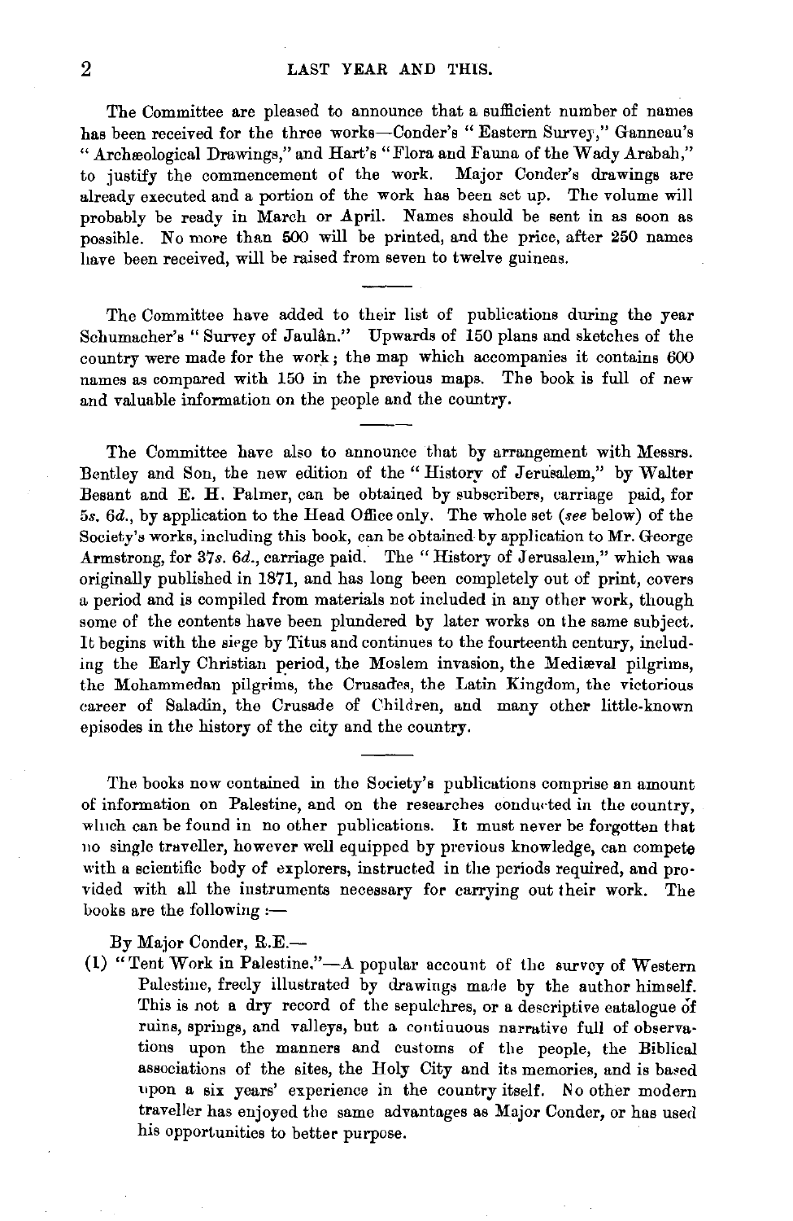The Committee are pleased to announce that a sufficient number of names has been received for the three works—Conder's "Eastern Survey," Ganneau's "Archæological Drawings," and Hart's "Flora and Fauna of the Wady Arabah," to justify the commencement of the work. Major Conder's drawings are already executed and a portion of the work has been set up. The volume will probably be ready in March or April. Names should be sent in as soon as possible. No more than 500 will be printed, and the price, after 250 names have been received, will be raised from seven to twelve guineas.

---

The Committee have added to their list of publications during the year Schumacher's "Survey of Jaulân." Upwards of 150 plans and sketches of the country were made for the work; the map which accompanies it contains 600 names as compared with 150 in the previous maps. The book is full of new and valuable information on the people and the country.

---

The Committee have also to announce that by arrangement with Messrs. Bentley and Son, the new edition of the "History of Jerusalem," by Walter Besant and E. H. Palmer, can be obtained by subscribers, carriage paid, for 5*s.* 6*d.*, by application to the Head Office only. The whole set (*see* below) of the Society's works, including this book, can be obtained by application to Mr. George Armstrong, for 37*s.* 6*d.*, carriage paid. The "History of Jerusalem," which was originally published in 1871, and has long been completely out of print, covers a period and is compiled from materials not included in any other work, though some of the contents have been plundered by later works on the same subject. It begins with the siege by Titus and continues to the fourteenth century, including the Early Christian period, the Moslem invasion, the Mediæval pilgrims, the Mohammedan pilgrims, the Crusades, the Latin Kingdom, the victorious career of Saladin, the Crusade of Children, and many other little-known episodes in the history of the city and the country.

---

The books now contained in the Society's publications comprise an amount of information on Palestine, and on the researches conducted in the country, which can be found in no other publications. It must never be forgotten that no single traveller, however well equipped by previous knowledge, can compete with a scientific body of explorers, instructed in the periods required, and provided with all the instruments necessary for carrying out their work. The books are the following :—

By Major Conder, R.E.—

(1) "Tent Work in Palestine."—A popular account of the survey of Western Palestine, freely illustrated by drawings made by the author himself. This is not a dry record of the sepulchres, or a descriptive catalogue of ruins, springs, and valleys, but a continuous narrative full of observations upon the manners and customs of the people, the Biblical associations of the sites, the Holy City and its memories, and is based upon a six years' experience in the country itself. No other modern traveller has enjoyed the same advantages as Major Conder, or has used his opportunities to better purpose.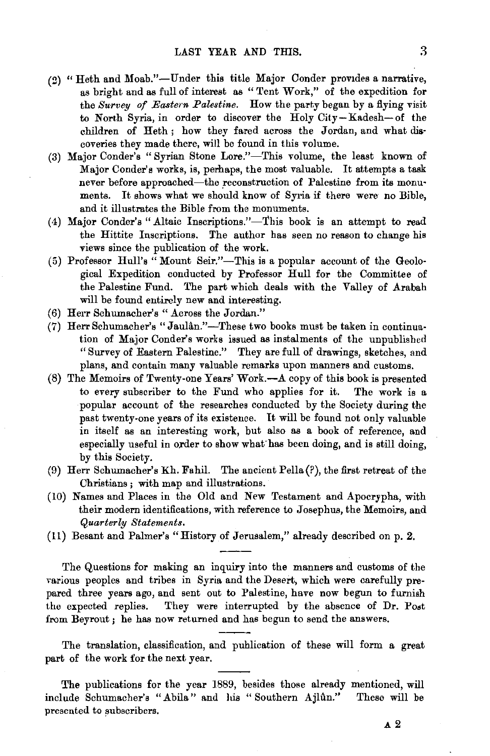(2) "Heth and Moab."—Under this title Major Conder provides a narrative, as bright and as full of interest as "Tent Work," of the expedition for the *Survey of Eastern Palestine.* How the party began by a flying visit to North Syria, in order to discover the Holy City—Kadesh—of the children of Heth; how they fared across the Jordan, and what discoveries they made there, will be found in this volume.

(3) Major Conder's "Syrian Stone Lore."—This volume, the least known of Major Conder's works, is, perhaps, the most valuable. It attempts a task never before approached—the reconstruction of Palestine from its monuments. It shows what we should know of Syria if there were no Bible, and it illustrates the Bible from the monuments.

(4) Major Conder's "Altaic Inscriptions."—This book is an attempt to read the Hittite Inscriptions. The author has seen no reason to change his views since the publication of the work.

(5) Professor Hull's "Mount Seir."—This is a popular account of the Geological Expedition conducted by Professor Hull for the Committee of the Palestine Fund. The part which deals with the Valley of Arabah will be found entirely new and interesting.

(6) Herr Schumacher's "Across the Jordan."

(7) Herr Schumacher's "Jaulân."—These two books must be taken in continuation of Major Conder's works issued as instalments of the unpublished "Survey of Eastern Palestine." They are full of drawings, sketches, and plans, and contain many valuable remarks upon manners and customs.

(8) The Memoirs of Twenty-one Years' Work.—A copy of this book is presented to every subscriber to the Fund who applies for it. The work is a popular account of the researches conducted by the Society during the past twenty-one years of its existence. It will be found not only valuable in itself as an interesting work, but also as a book of reference, and especially useful in order to show what has been doing, and is still doing, by this Society.

(9) Herr Schumacher's Kh. Fahil. The ancient Pella (?), the first retreat of the Christians; with map and illustrations.

(10) Names and Places in the Old and New Testament and Apocrypha, with their modern identifications, with reference to Josephus, the Memoirs, and *Quarterly Statements.*

(11) Besant and Palmer's "History of Jerusalem," already described on p. 2.

---

The Questions for making an inquiry into the manners and customs of the various peoples and tribes in Syria and the Desert, which were carefully prepared three years ago, and sent out to Palestine, have now begun to furnish the expected replies. They were interrupted by the absence of Dr. Post from Beyrout; he has now returned and has begun to send the answers.

---

The translation, classification, and publication of these will form a great part of the work for the next year.

---

The publications for the year 1889, besides those already mentioned, will include Schumacher's "Abila" and his "Southern Ajlûn." These will be presented to subscribers.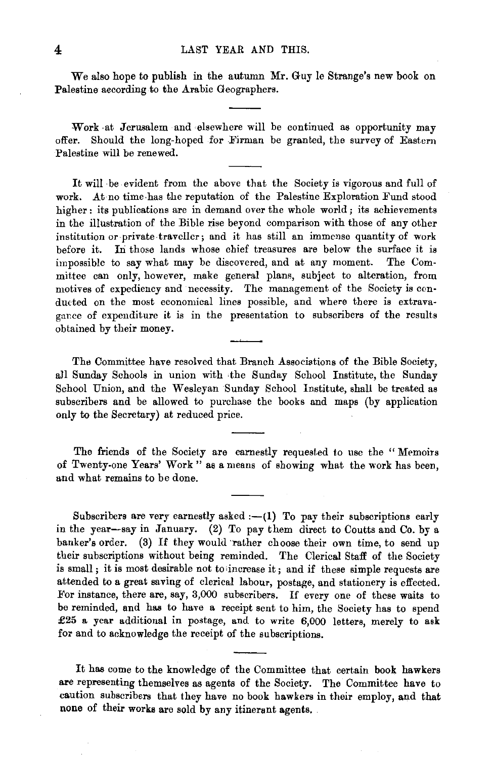We also hope to publish in the autumn Mr. Guy le Strange's new book on Palestine according to the Arabic Geographers.

---

Work at Jerusalem and elsewhere will be continued as opportunity may offer. Should the long-hoped for Firman be granted, the survey of Eastern Palestine will be renewed.

---

It will be evident from the above that the Society is vigorous and full of work. At no time has the reputation of the Palestine Exploration Fund stood higher: its publications are in demand over the whole world; its achievements in the illustration of the Bible rise beyond comparison with those of any other institution or private traveller; and it has still an immense quantity of work before it. In those lands whose chief treasures are below the surface it is impossible to say what may be discovered, and at any moment. The Committee can only, however, make general plans, subject to alteration, from motives of expediency and necessity. The management of the Society is conducted on the most economical lines possible, and where there is extravagance of expenditure it is in the presentation to subscribers of the results obtained by their money.

---

The Committee have resolved that Branch Associations of the Bible Society, all Sunday Schools in union with the Sunday School Institute, the Sunday School Union, and the Wesleyan Sunday School Institute, shall be treated as subscribers and be allowed to purchase the books and maps (by application only to the Secretary) at reduced price.

---

The friends of the Society are earnestly requested to use the "Memoirs of Twenty-one Years' Work" as a means of showing what the work has been, and what remains to be done.

---

Subscribers are very earnestly asked :—(1) To pay their subscriptions early in the year—say in January. (2) To pay them direct to Coutts and Co. by a banker's order. (3) If they would rather choose their own time, to send up their subscriptions without being reminded. The Clerical Staff of the Society is small; it is most desirable not to increase it; and if these simple requests are attended to a great saving of clerical labour, postage, and stationery is effected. For instance, there are, say, 3,000 subscribers. If every one of these waits to be reminded, and has to have a receipt sent to him, the Society has to spend £25 a year additional in postage, and to write 6,000 letters, merely to ask for and to acknowledge the receipt of the subscriptions.

---

It has come to the knowledge of the Committee that certain book hawkers are representing themselves as agents of the Society. The Committee have to caution subscribers that they have no book hawkers in their employ, and that none of their works are sold by any itinerant agents.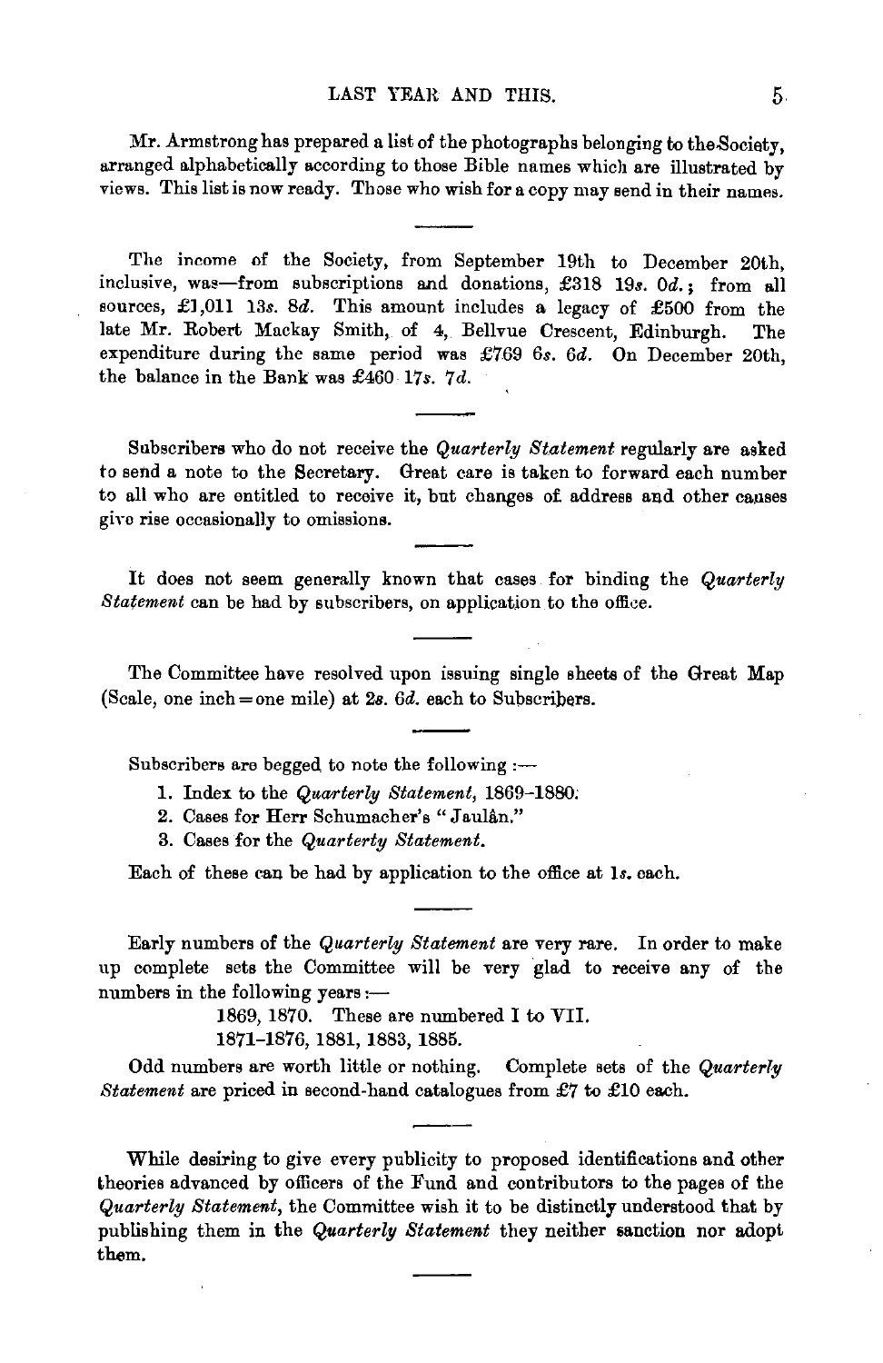Mr. Armstrong has prepared a list of the photographs belonging to the Society, arranged alphabetically according to those Bible names which are illustrated by views. This list is now ready. Those who wish for a copy may send in their names.

---

The income of the Society, from September 19th to December 20th, inclusive, was—from subscriptions and donations, £318 19*s.* 0*d.*; from all sources, £1,011 13*s.* 8*d.* This amount includes a legacy of £500 from the late Mr. Robert Mackay Smith, of 4, Bellvue Crescent, Edinburgh. The expenditure during the same period was £769 6*s.* 6*d.* On December 20th, the balance in the Bank was £460 17*s.* 7*d.*

---

Subscribers who do not receive the *Quarterly Statement* regularly are asked to send a note to the Secretary. Great care is taken to forward each number to all who are entitled to receive it, but changes of address and other causes give rise occasionally to omissions.

---

It does not seem generally known that cases for binding the *Quarterly Statement* can be had by subscribers, on application to the office.

---

The Committee have resolved upon issuing single sheets of the Great Map (Scale, one inch = one mile) at 2*s.* 6*d.* each to Subscribers.

---

Subscribers are begged to note the following :—

1. Index to the *Quarterly Statement*, 1869–1880.
2. Cases for Herr Schumacher's "Jaulân."
3. Cases for the *Quarterty Statement.*

Each of these can be had by application to the office at 1*s.* each.

---

Early numbers of the *Quarterly Statement* are very rare. In order to make up complete sets the Committee will be very glad to receive any of the numbers in the following years :—

1869, 1870. These are numbered I to VII.
1871–1876, 1881, 1883, 1885.

Odd numbers are worth little or nothing. Complete sets of the *Quarterly Statement* are priced in second-hand catalogues from £7 to £10 each.

---

While desiring to give every publicity to proposed identifications and other theories advanced by officers of the Fund and contributors to the pages of the *Quarterly Statement*, the Committee wish it to be distinctly understood that by publishing them in the *Quarterly Statement* they neither sanction nor adopt them.

---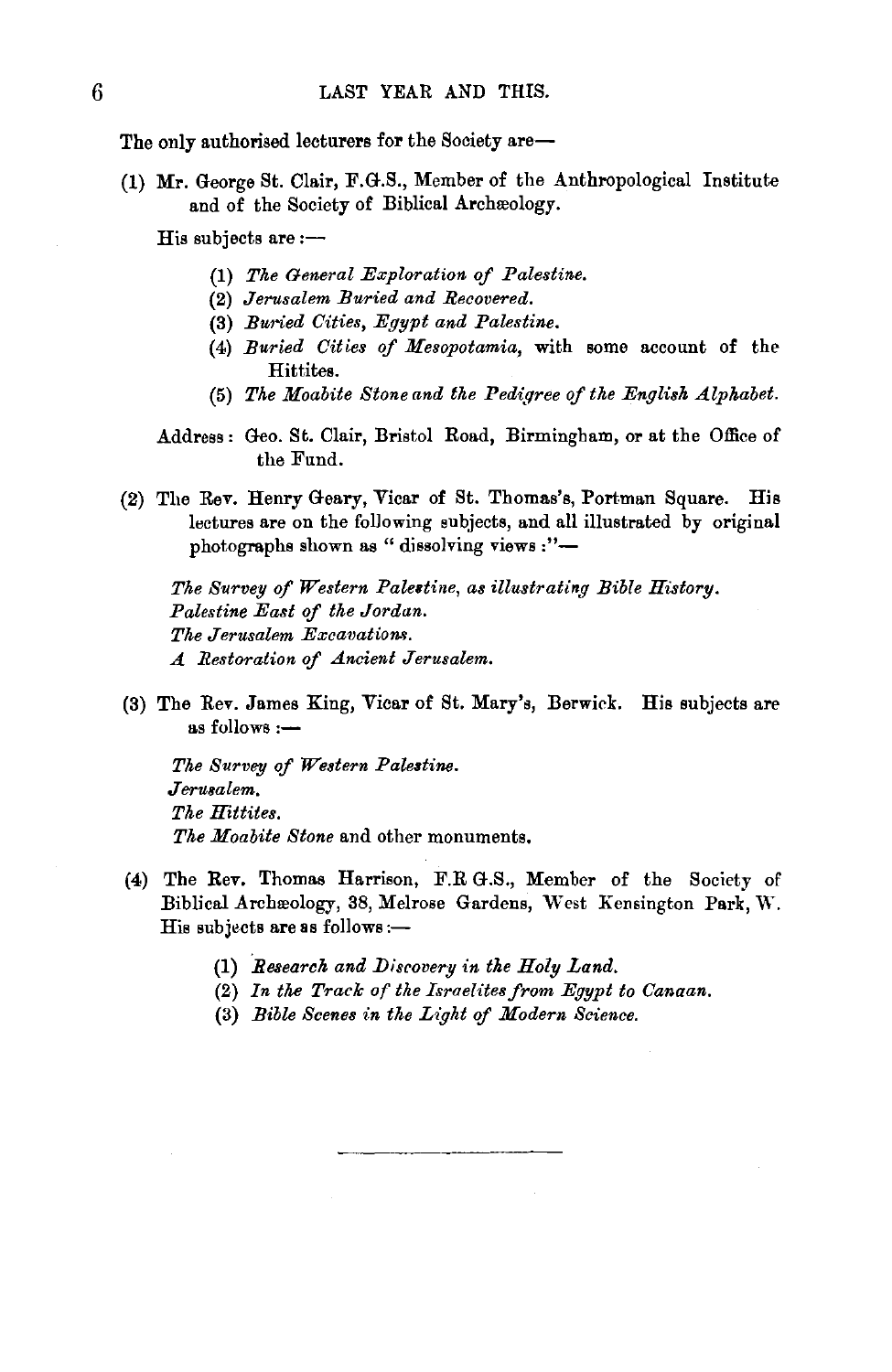The only authorised lecturers for the Society are—

(1) Mr. George St. Clair, F.G.S., Member of the Anthropological Institute and of the Society of Biblical Archæology.

His subjects are :—

- (1) *The General Exploration of Palestine.*
- (2) *Jerusalem Buried and Recovered.*
- (3) *Buried Cities, Egypt and Palestine.*
- (4) *Buried Cities of Mesopotamia,* with some account of the Hittites.
- (5) *The Moabite Stone and the Pedigree of the English Alphabet.*

Address: Geo. St. Clair, Bristol Road, Birmingham, or at the Office of the Fund.

(2) The Rev. Henry Geary, Vicar of St. Thomas's, Portman Square. His lectures are on the following subjects, and all illustrated by original photographs shown as " dissolving views :"—

*The Survey of Western Palestine, as illustrating Bible History.*
*Palestine East of the Jordan.*
*The Jerusalem Excavations.*
*A Restoration of Ancient Jerusalem.*

(3) The Rev. James King, Vicar of St. Mary's, Berwick. His subjects are as follows :—

*The Survey of Western Palestine.*
*Jerusalem.*
*The Hittites.*
*The Moabite Stone* and other monuments.

(4) The Rev. Thomas Harrison, F.R.G.S., Member of the Society of Biblical Archæology, 38, Melrose Gardens, West Kensington Park, W. His subjects are as follows :—

- (1) *Research and Discovery in the Holy Land.*
- (2) *In the Track of the Israelites from Egypt to Canaan.*
- (3) *Bible Scenes in the Light of Modern Science.*